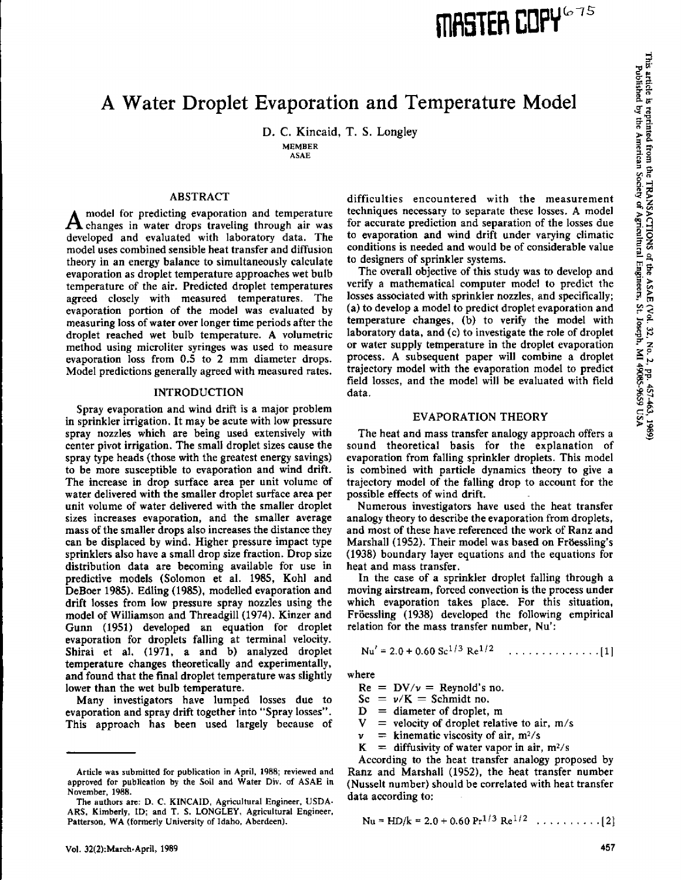# A Water Droplet Evaporation and Temperature Model

D. C. Kincaid, T. S. Longley

MEMBER ASAE

## ABSTRACT

A model for predicting evaporation and temperature changes in water drops traveling through air was developed and evaluated with laboratory data. The model uses combined sensible heat transfer and diffusion theory in an energy balance to simultaneously calculate evaporation as droplet temperature approaches wet bulb temperature of the air. Predicted droplet temperatures agreed closely with measured temperatures. The evaporation portion of the model was evaluated by measuring loss of water over longer time periods after the droplet reached wet bulb temperature. A volumetric method using microliter syringes was used to measure evaporation loss from 0.5 to 2 mm diameter drops. Model predictions generally agreed with measured rates.

## INTRODUCTION

Spray evaporation and wind drift is a major problem in sprinkler irrigation. It may be acute with low pressure spray nozzles which are being used extensively with center pivot irrigation. The small droplet sizes cause the spray type heads (those with the greatest energy savings) to be more susceptible to evaporation and wind drift. The increase in drop surface area per unit volume of water delivered with the smaller droplet surface area per unit volume of water delivered with the smaller droplet sizes increases evaporation, and the smaller average mass of the smaller drops also increases the distance they can be displaced by wind. Higher pressure impact type sprinklers also have a small drop size fraction. Drop size distribution data are becoming available for use in predictive models (Solomon et al. 1985, Kohl and DeBoer 1985). Edling (1985), modelled evaporation and drift losses from low pressure spray nozzles using the model of Williamson and Threadgill (1974). Kinzer and Gunn (1951) developed an equation for droplet evaporation for droplets falling at terminal velocity. Shirai et al. (1971, a and b) analyzed droplet temperature changes theoretically and experimentally, and found that the final droplet temperature was slightly lower than the wet bulb temperature.

Many investigators have lumped losses due to evaporation and spray drift together into "Spray losses". This approach has been used largely because of difficulties encountered with the measurement techniques necessary to separate these losses. A model for accurate prediction and separation of the losses due to evaporation and wind drift under varying climatic conditions is needed and would be of considerable value to designers of sprinkler systems.

The overall objective of this study was to develop and verify a mathematical computer model to predict the losses associated with sprinkler nozzles, and specifically; (a) to develop a model to predict droplet evaporation and temperature changes, (b) to verify the model with laboratory data, and (c) to investigate the role of droplet or water supply temperature in the droplet evaporation process. A subsequent paper will combine a droplet trajectory model with the evaporation model to predict field losses, and the model will be evaluated with field data.

## EVAPORATION THEORY

The heat and mass transfer analogy approach offers a sound theoretical basis for the explanation of evaporation from falling sprinkler droplets. This model is combined with particle dynamics theory to give a trajectory model of the falling drop to account for the possible effects of wind drift.

Numerous investigators have used the heat transfer analogy theory to describe the evaporation from droplets, and most of these have referenced the work of Ranz and Marshall (1952). Their model was based on Fröessling's (1938) boundary layer equations and the equations for heat and mass transfer.

In the case of a sprinkler droplet falling through a moving airstream, forced convection is the process under which evaporation takes place. For this situation, Fröessling (1938) developed the following empirical relation for the mass transfer number, Nu':

$$Nu' = 2.0 + 0.60\ Sc^{1/3}\ Re^{1/2} \quad \ldots\ldots\ldots\ldots\ldots [1]$$

where

- $Re = DV/\nu$ = Reynold's no.
- $Sc = \nu/K$ = Schmidt no.
- $D$ = diameter of droplet, m
- $V$ = velocity of droplet relative to air, m/s
- $\nu$ = kinematic viscosity of air, $m^2/s$
- $K$ = diffusivity of water vapor in air, $m^2/s$

According to the heat transfer analogy proposed by Ranz and Marshall (1952), the heat transfer number (Nusselt number) should be correlated with heat transfer data according to:

$$Nu = HD/k = 2.0 + 0.60\ Pr^{1/3}\ Re^{1/2} \quad \ldots\ldots\ldots\ldots [2]$$

---

Article was submitted for publication in April, 1988; reviewed and approved for publication by the Soil and Water Div. of ASAE in November, 1988.

The authors are: D. C. KINCAID, Agricultural Engineer, USDA-ARS, Kimberly, ID; and T. S. LONGLEY, Agricultural Engineer, Patterson, WA (formerly University of Idaho, Aberdeen).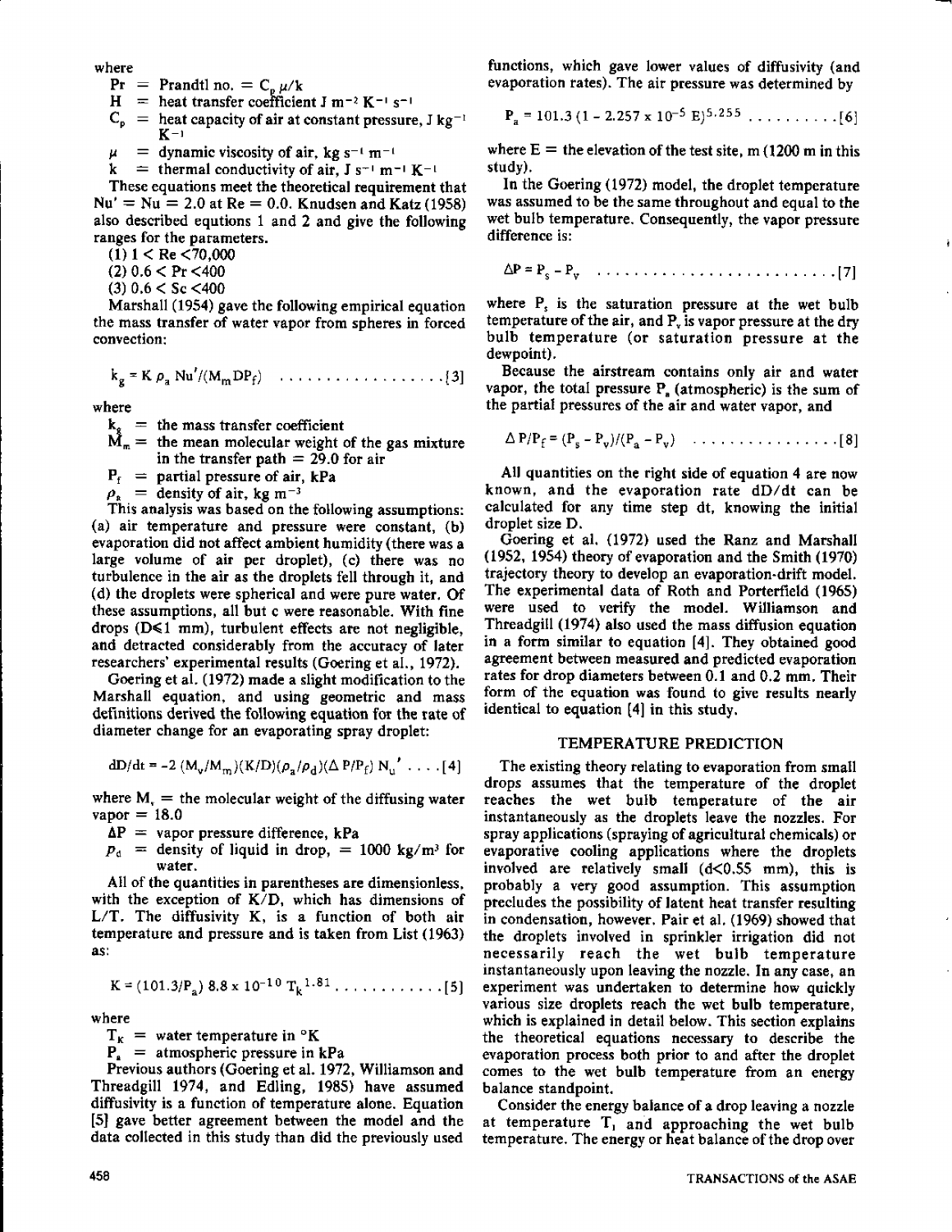where

$Pr$ = Prandtl no. = $C_p \mu/k$

$H$ = heat transfer coefficient J $m^{-2}$ $K^{-1}$ $s^{-1}$

$C_p$ = heat capacity of air at constant pressure, J $kg^{-1}$ $K^{-1}$

$\mu$ = dynamic viscosity of air, kg $s^{-1}$ $m^{-1}$

$k$ = thermal conductivity of air, J $s^{-1}$ $m^{-1}$ $K^{-1}$

These equations meet the theoretical requirement that $Nu' = Nu = 2.0$ at $Re = 0.0$. Knudsen and Katz (1958) also described equtions 1 and 2 and give the following ranges for the parameters.

(1) $1 < Re < 70{,}000$

(2) $0.6 < Pr < 400$

(3) $0.6 < Sc < 400$

Marshall (1954) gave the following empirical equation the mass transfer of water vapor from spheres in forced convection:

$$k_g = K \rho_a Nu'/(M_m D P_f) \quad \ldots\ldots\ldots\ldots\ldots\ldots [3]$$

where

$k_g$ = the mass transfer coefficient

$M_m$ = the mean molecular weight of the gas mixture in the transfer path = 29.0 for air

$P_f$ = partial pressure of air, kPa

$\rho_a$ = density of air, kg $m^{-3}$

This analysis was based on the following assumptions: (a) air temperature and pressure were constant, (b) evaporation did not affect ambient humidity (there was a large volume of air per droplet), (c) there was no turbulence in the air as the droplets fell through it, and (d) the droplets were spherical and were pure water. Of these assumptions, all but c were reasonable. With fine drops ($D \leq 1$ mm), turbulent effects are not negligible, and detracted considerably from the accuracy of later researchers' experimental results (Goering et al., 1972).

Goering et al. (1972) made a slight modification to the Marshall equation, and using geometric and mass definitions derived the following equation for the rate of diameter change for an evaporating spray droplet:

$$dD/dt = -2\,(M_v/M_m)(K/D)(\rho_a/\rho_d)(\Delta P/P_f)\,N_u' \quad \ldots . [4]$$

where $M_v$ = the molecular weight of the diffusing water vapor = 18.0

$\Delta P$ = vapor pressure difference, kPa

$\rho_d$ = density of liquid in drop, = 1000 kg/$m^3$ for water.

All of the quantities in parentheses are dimensionless, with the exception of K/D, which has dimensions of L/T. The diffusivity K, is a function of both air temperature and pressure and is taken from List (1963) as:

$$K = (101.3/P_a)\; 8.8 \times 10^{-10}\, T_k^{\,1.81} \ldots\ldots\ldots\ldots [5]$$

where

$T_K$ = water temperature in °K

$P_a$ = atmospheric pressure in kPa

Previous authors (Goering et al. 1972, Williamson and Threadgill 1974, and Edling, 1985) have assumed diffusivity is a function of temperature alone. Equation [5] gave better agreement between the model and the data collected in this study than did the previously used functions, which gave lower values of diffusivity (and evaporation rates). The air pressure was determined by

$$P_a = 101.3\,(1 - 2.257 \times 10^{-5}\,E)^{5.255} \ldots\ldots\ldots\ldots [6]$$

where E = the elevation of the test site, m (1200 m in this study).

In the Goering (1972) model, the droplet temperature was assumed to be the same throughout and equal to the wet bulb temperature. Consequently, the vapor pressure difference is:

$$\Delta P = P_s - P_v \quad \ldots\ldots\ldots\ldots\ldots\ldots\ldots\ldots\ldots [7]$$

where $P_s$ is the saturation pressure at the wet bulb temperature of the air, and $P_v$ is vapor pressure at the dry bulb temperature (or saturation pressure at the dewpoint).

Because the airstream contains only air and water vapor, the total pressure $P_a$ (atmospheric) is the sum of the partial pressures of the air and water vapor, and

$$\Delta P/P_f = (P_s - P_v)/(P_a - P_v) \quad \ldots\ldots\ldots\ldots\ldots [8]$$

All quantities on the right side of equation 4 are now known, and the evaporation rate dD/dt can be calculated for any time step dt, knowing the initial droplet size D.

Goering et al. (1972) used the Ranz and Marshall (1952, 1954) theory of evaporation and the Smith (1970) trajectory theory to develop an evaporation-drift model. The experimental data of Roth and Porterfield (1965) were used to verify the model. Williamson and Threadgill (1974) also used the mass diffusion equation in a form similar to equation [4]. They obtained good agreement between measured and predicted evaporation rates for drop diameters between 0.1 and 0.2 mm. Their form of the equation was found to give results nearly identical to equation [4] in this study.

## TEMPERATURE PREDICTION

The existing theory relating to evaporation from small drops assumes that the temperature of the droplet reaches the wet bulb temperature of the air instantaneously as the droplets leave the nozzles. For spray applications (spraying of agricultural chemicals) or evaporative cooling applications where the droplets involved are relatively small ($d < 0.55$ mm), this is probably a very good assumption. This assumption precludes the possibility of latent heat transfer resulting in condensation, however. Pair et al. (1969) showed that the droplets involved in sprinkler irrigation did not necessarily reach the wet bulb temperature instantaneously upon leaving the nozzle. In any case, an experiment was undertaken to determine how quickly various size droplets reach the wet bulb temperature, which is explained in detail below. This section explains the theoretical equations necessary to describe the evaporation process both prior to and after the droplet comes to the wet bulb temperature from an energy balance standpoint.

Consider the energy balance of a drop leaving a nozzle at temperature $T_1$ and approaching the wet bulb temperature. The energy or heat balance of the drop over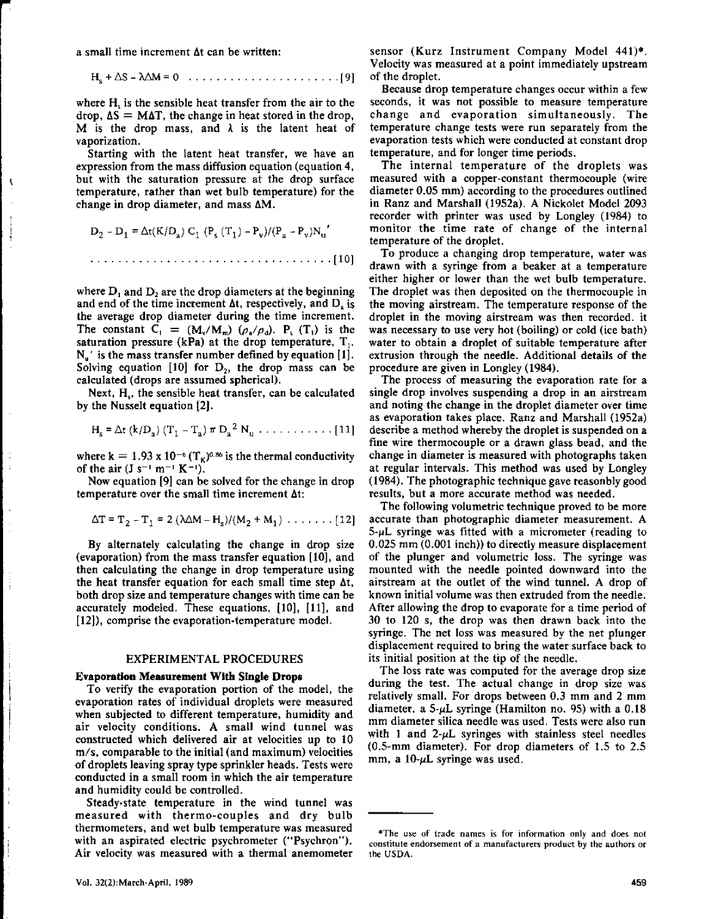a small time increment $\Delta t$ can be written:

$$H_s + \Delta S - \lambda \Delta M = 0 \quad \ldots\ldots\ldots\ldots\ldots\ldots [9]$$

where $H_s$ is the sensible heat transfer from the air to the drop, $\Delta S = M\Delta T$, the change in heat stored in the drop, $M$ is the drop mass, and $\lambda$ is the latent heat of vaporization.

Starting with the latent heat transfer, we have an expression from the mass diffusion equation (equation 4, but with the saturation pressure at the drop surface temperature, rather than wet bulb temperature) for the change in drop diameter, and mass $\Delta M$.

$$D_2 - D_1 = \Delta t(K/D_a)\, C_1\, (P_s\,(T_1) - P_v)/(P_a - P_v)N_u{}' \quad \ldots\ldots\ldots\ldots [10]$$

where $D_1$ and $D_2$ are the drop diameters at the beginning and end of the time increment $\Delta t$, respectively, and $D_a$ is the average drop diameter during the time increment. The constant $C_1 = (M_v/M_m)\,(\rho_a/\rho_d)$. $P_s\,(T_1)$ is the saturation pressure (kPa) at the drop temperature, $T_1$. $N_u{}'$ is the mass transfer number defined by equation [1]. Solving equation [10] for $D_2$, the drop mass can be calculated (drops are assumed spherical).

Next, $H_s$, the sensible heat transfer, can be calculated by the Nusselt equation [2].

$$H_s = \Delta t\,(k/D_a)\,(T_1 - T_a)\,\pi\, D_a^{\,2}\, N_u \quad \ldots\ldots\ldots\ldots [11]$$

where $k = 1.93 \times 10^{-6}\,(T_K)^{0.86}$ is the thermal conductivity of the air ($J\ s^{-1}\ m^{-1}\ K^{-1}$).

Now equation [9] can be solved for the change in drop temperature over the small time increment $\Delta t$:

$$\Delta T = T_2 - T_1 = 2\,(\lambda \Delta M - H_s)/(M_2 + M_1) \quad \ldots\ldots\ldots [12]$$

By alternately calculating the change in drop size (evaporation) from the mass transfer equation [10], and then calculating the change in drop temperature using the heat transfer equation for each small time step $\Delta t$, both drop size and temperature changes with time can be accurately modeled. These equations, [10], [11], and [12]), comprise the evaporation-temperature model.

## EXPERIMENTAL PROCEDURES

### Evaporation Measurement With Single Drops

To verify the evaporation portion of the model, the evaporation rates of individual droplets were measured when subjected to different temperature, humidity and air velocity conditions. A small wind tunnel was constructed which delivered air at velocities up to 10 m/s, comparable to the initial (and maximum) velocities of droplets leaving spray type sprinkler heads. Tests were conducted in a small room in which the air temperature and humidity could be controlled.

Steady-state temperature in the wind tunnel was measured with thermo-couples and dry bulb thermometers, and wet bulb temperature was measured with an aspirated electric psychrometer ("Psychron"). Air velocity was measured with a thermal anemometer sensor (Kurz Instrument Company Model 441)*. Velocity was measured at a point immediately upstream of the droplet.

Because drop temperature changes occur within a few seconds, it was not possible to measure temperature change and evaporation simultaneously. The temperature change tests were run separately from the evaporation tests which were conducted at constant drop temperature, and for longer time periods.

The internal temperature of the droplets was measured with a copper-constant thermocouple (wire diameter 0.05 mm) according to the procedures outlined in Ranz and Marshall (1952a). A Nickolet Model 2093 recorder with printer was used by Longley (1984) to monitor the time rate of change of the internal temperature of the droplet.

To produce a changing drop temperature, water was drawn with a syringe from a beaker at a temperature either higher or lower than the wet bulb temperature. The droplet was then deposited on the thermocouple in the moving airstream. The temperature response of the droplet in the moving airstream was then recorded. it was necessary to use very hot (boiling) or cold (ice bath) water to obtain a droplet of suitable temperature after extrusion through the needle. Additional details of the procedure are given in Longley (1984).

The process of measuring the evaporation rate for a single drop involves suspending a drop in an airstream and noting the change in the droplet diameter over time as evaporation takes place. Ranz and Marshall (1952a) describe a method whereby the droplet is suspended on a fine wire thermocouple or a drawn glass bead, and the change in diameter is measured with photographs taken at regular intervals. This method was used by Longley (1984). The photographic technique gave reasonbly good results, but a more accurate method was needed.

The following volumetric technique proved to be more accurate than photographic diameter measurement. A 5-$\mu$L syringe was fitted with a micrometer (reading to 0.025 mm (0.001 inch)) to directly measure displacement of the plunger and volumetric loss. The syringe was mounted with the needle pointed downward into the airstream at the outlet of the wind tunnel. A drop of known initial volume was then extruded from the needle. After allowing the drop to evaporate for a time period of 30 to 120 s, the drop was then drawn back into the syringe. The net loss was measured by the net plunger displacement required to bring the water surface back to its initial position at the tip of the needle.

The loss rate was computed for the average drop size during the test. The actual change in drop size was relatively small. For drops between 0.3 mm and 2 mm diameter, a 5-$\mu$L syringe (Hamilton no. 95) with a 0.18 mm diameter silica needle was used. Tests were also run with 1 and 2-$\mu$L syringes with stainless steel needles (0.5-mm diameter). For drop diameters of 1.5 to 2.5 mm, a 10-$\mu$L syringe was used.

---

*The use of trade names is for information only and does not constitute endorsement of a manufacturers product by the authors or the USDA.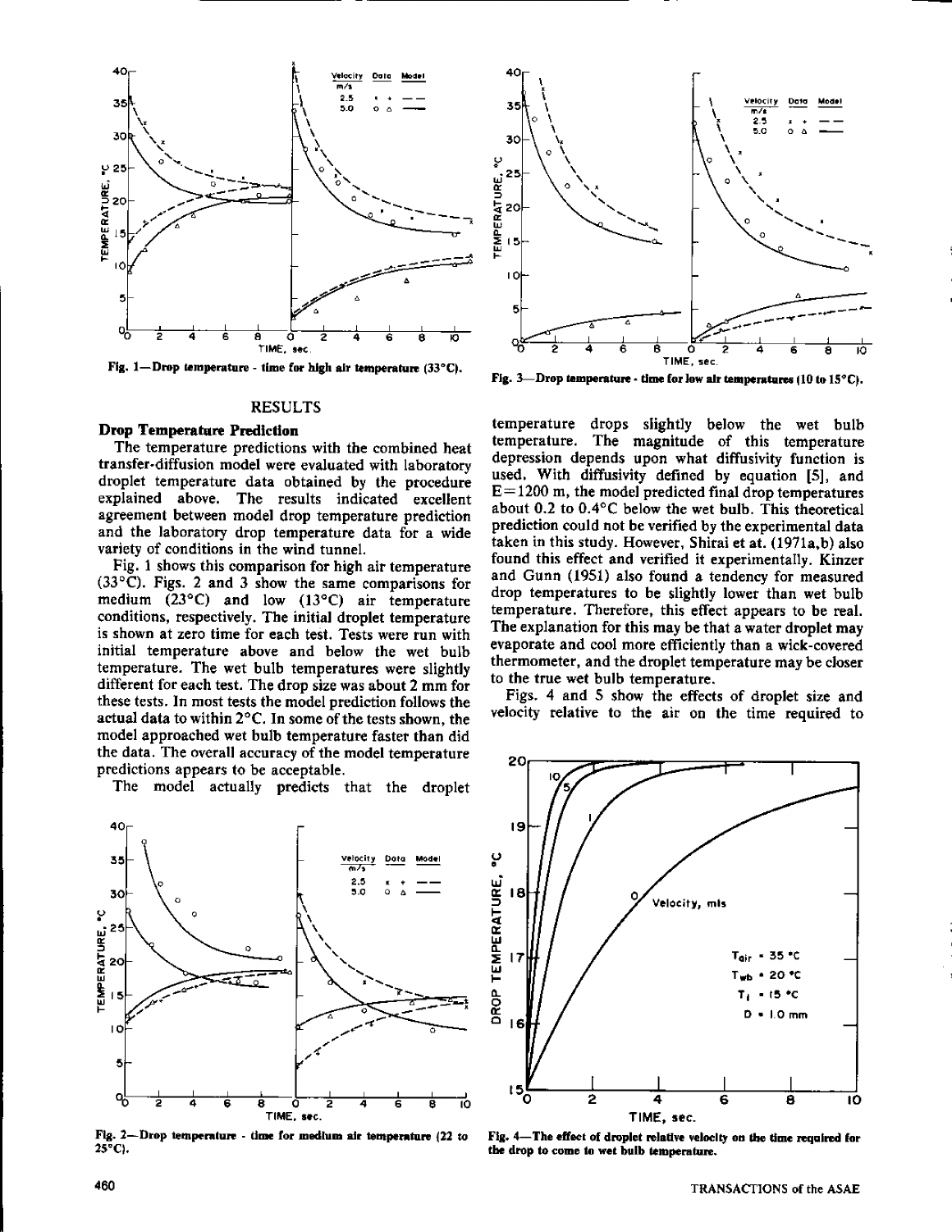Fig. 1—Drop temperature - time for high air temperature (33°C).

Fig. 3—Drop temperature - time for low air temperatures (10 to 15°C).

## RESULTS

### Drop Temperature Prediction

The temperature predictions with the combined heat transfer-diffusion model were evaluated with laboratory droplet temperature data obtained by the procedure explained above. The results indicated excellent agreement between model drop temperature prediction and the laboratory drop temperature data for a wide variety of conditions in the wind tunnel.

Fig. 1 shows this comparison for high air temperature (33°C). Figs. 2 and 3 show the same comparisons for medium (23°C) and low (13°C) air temperature conditions, respectively. The initial droplet temperature is shown at zero time for each test. Tests were run with initial temperature above and below the wet bulb temperature. The wet bulb temperatures were slightly different for each test. The drop size was about 2 mm for these tests. In most tests the model prediction follows the actual data to within 2°C. In some of the tests shown, the model approached wet bulb temperature faster than did the data. The overall accuracy of the model temperature predictions appears to be acceptable.

The model actually predicts that the droplet temperature drops slightly below the wet bulb temperature. The magnitude of this temperature depression depends upon what diffusivity function is used. With diffusivity defined by equation [5], and $E = 1200$ m, the model predicted final drop temperatures about 0.2 to 0.4°C below the wet bulb. This theoretical prediction could not be verified by the experimental data taken in this study. However, Shirai et at. (1971a,b) also found this effect and verified it experimentally. Kinzer and Gunn (1951) also found a tendency for measured drop temperatures to be slightly lower than wet bulb temperature. Therefore, this effect appears to be real. The explanation for this may be that a water droplet may evaporate and cool more efficiently than a wick-covered thermometer, and the droplet temperature may be closer to the true wet bulb temperature.

Figs. 4 and 5 show the effects of droplet size and velocity relative to the air on the time required to

Fig. 2—Drop temperature - time for medium air temperature (22 to 25°C).

Fig. 4—The effect of droplet relative velocity on the time required for the drop to come to wet bulb temperature.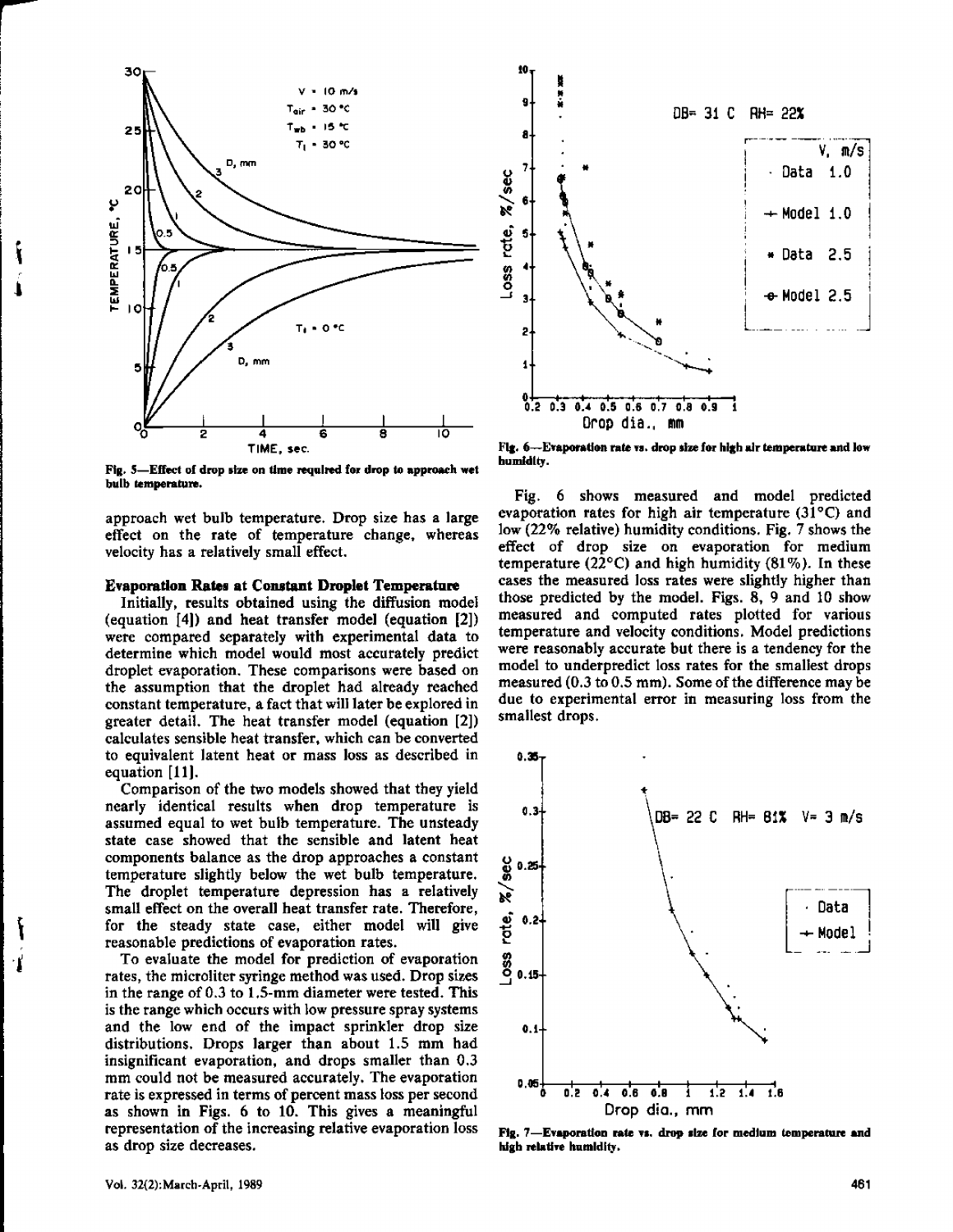Fig. 5—Effect of drop size on time required for drop to approach wet bulb temperature.

approach wet bulb temperature. Drop size has a large effect on the rate of temperature change, whereas velocity has a relatively small effect.

### Evaporation Rates at Constant Droplet Temperature

Initially, results obtained using the diffusion model (equation [4]) and heat transfer model (equation [2]) were compared separately with experimental data to determine which model would most accurately predict droplet evaporation. These comparisons were based on the assumption that the droplet had already reached constant temperature, a fact that will later be explored in greater detail. The heat transfer model (equation [2]) calculates sensible heat transfer, which can be converted to equivalent latent heat or mass loss as described in equation [11].

Comparison of the two models showed that they yield nearly identical results when drop temperature is assumed equal to wet bulb temperature. The unsteady state case showed that the sensible and latent heat components balance as the drop approaches a constant temperature slightly below the wet bulb temperature. The droplet temperature depression has a relatively small effect on the overall heat transfer rate. Therefore, for the steady state case, either model will give reasonable predictions of evaporation rates.

To evaluate the model for prediction of evaporation rates, the microliter syringe method was used. Drop sizes in the range of 0.3 to 1.5-mm diameter were tested. This is the range which occurs with low pressure spray systems and the low end of the impact sprinkler drop size distributions. Drops larger than about 1.5 mm had insignificant evaporation, and drops smaller than 0.3 mm could not be measured accurately. The evaporation rate is expressed in terms of percent mass loss per second as shown in Figs. 6 to 10. This gives a meaningful representation of the increasing relative evaporation loss as drop size decreases.

Fig. 6—Evaporation rate vs. drop size for high air temperature and low humidity.

Fig. 6 shows measured and model predicted evaporation rates for high air temperature (31°C) and low (22% relative) humidity conditions. Fig. 7 shows the effect of drop size on evaporation for medium temperature (22°C) and high humidity (81%). In these cases the measured loss rates were slightly higher than those predicted by the model. Figs. 8, 9 and 10 show measured and computed rates plotted for various temperature and velocity conditions. Model predictions were reasonably accurate but there is a tendency for the model to underpredict loss rates for the smallest drops measured (0.3 to 0.5 mm). Some of the difference may be due to experimental error in measuring loss from the smallest drops.

Fig. 7—Evaporation rate vs. drop size for medium temperature and high relative humidity.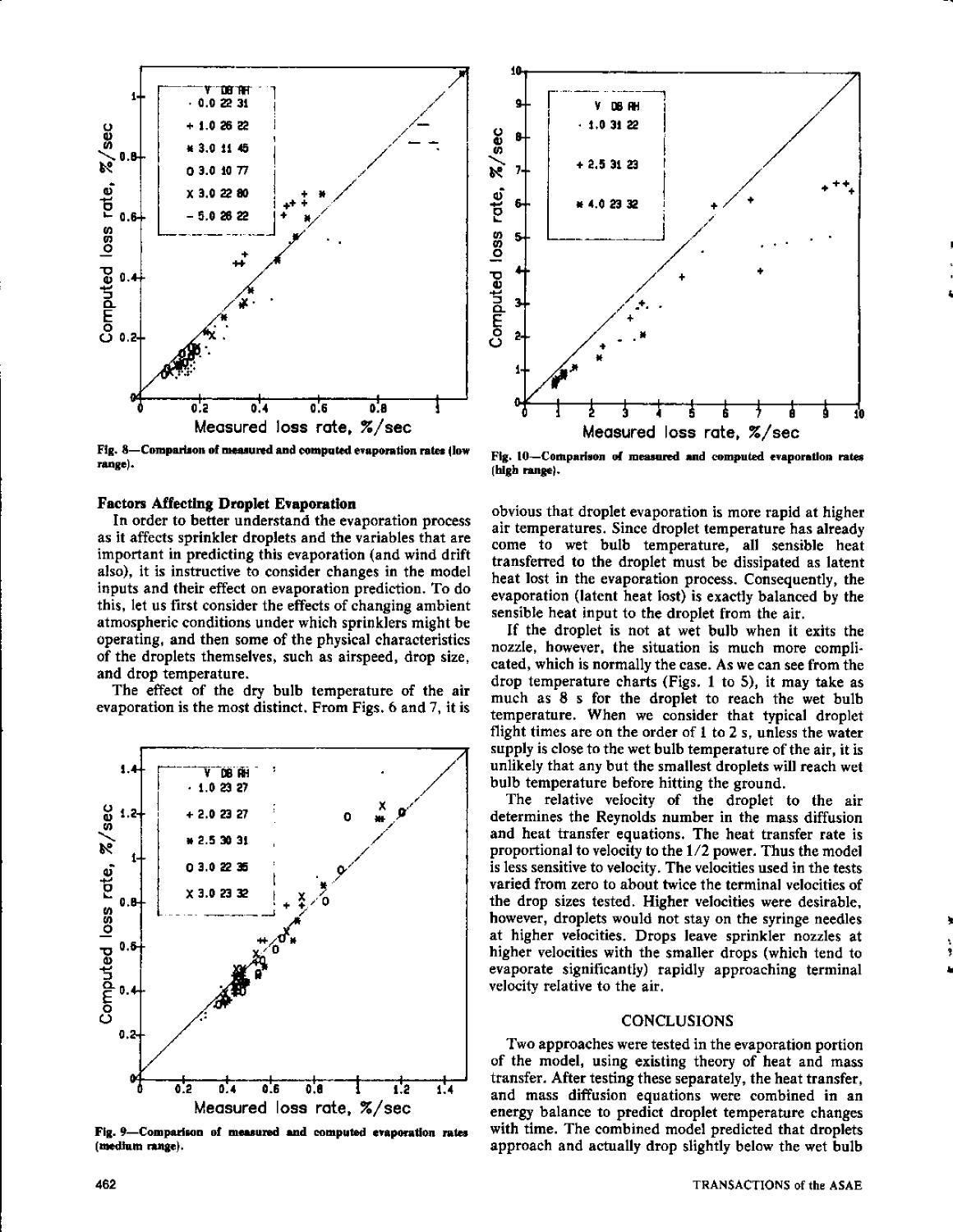Fig. 8—Comparison of measured and computed evaporation rates (low range).

Fig. 10—Comparison of measured and computed evaporation rates (high range).

### Factors Affecting Droplet Evaporation

In order to better understand the evaporation process as it affects sprinkler droplets and the variables that are important in predicting this evaporation (and wind drift also), it is instructive to consider changes in the model inputs and their effect on evaporation prediction. To do this, let us first consider the effects of changing ambient atmospheric conditions under which sprinklers might be operating, and then some of the physical characteristics of the droplets themselves, such as airspeed, drop size, and drop temperature.

The effect of the dry bulb temperature of the air evaporation is the most distinct. From Figs. 6 and 7, it is obvious that droplet evaporation is more rapid at higher air temperatures. Since droplet temperature has already come to wet bulb temperature, all sensible heat transferred to the droplet must be dissipated as latent heat lost in the evaporation process. Consequently, the evaporation (latent heat lost) is exactly balanced by the sensible heat input to the droplet from the air.

If the droplet is not at wet bulb when it exits the nozzle, however, the situation is much more complicated, which is normally the case. As we can see from the drop temperature charts (Figs. 1 to 5), it may take as much as 8 s for the droplet to reach the wet bulb temperature. When we consider that typical droplet flight times are on the order of 1 to 2 s, unless the water supply is close to the wet bulb temperature of the air, it is unlikely that any but the smallest droplets will reach wet bulb temperature before hitting the ground.

The relative velocity of the droplet to the air determines the Reynolds number in the mass diffusion and heat transfer equations. The heat transfer rate is proportional to velocity to the 1/2 power. Thus the model is less sensitive to velocity. The velocities used in the tests varied from zero to about twice the terminal velocities of the drop sizes tested. Higher velocities were desirable, however, droplets would not stay on the syringe needles at higher velocities. Drops leave sprinkler nozzles at higher velocities with the smaller drops (which tend to evaporate significantly) rapidly approaching terminal velocity relative to the air.

Fig. 9—Comparison of measured and computed evaporation rates (medium range).

## CONCLUSIONS

Two approaches were tested in the evaporation portion of the model, using existing theory of heat and mass transfer. After testing these separately, the heat transfer, and mass diffusion equations were combined in an energy balance to predict droplet temperature changes with time. The combined model predicted that droplets approach and actually drop slightly below the wet bulb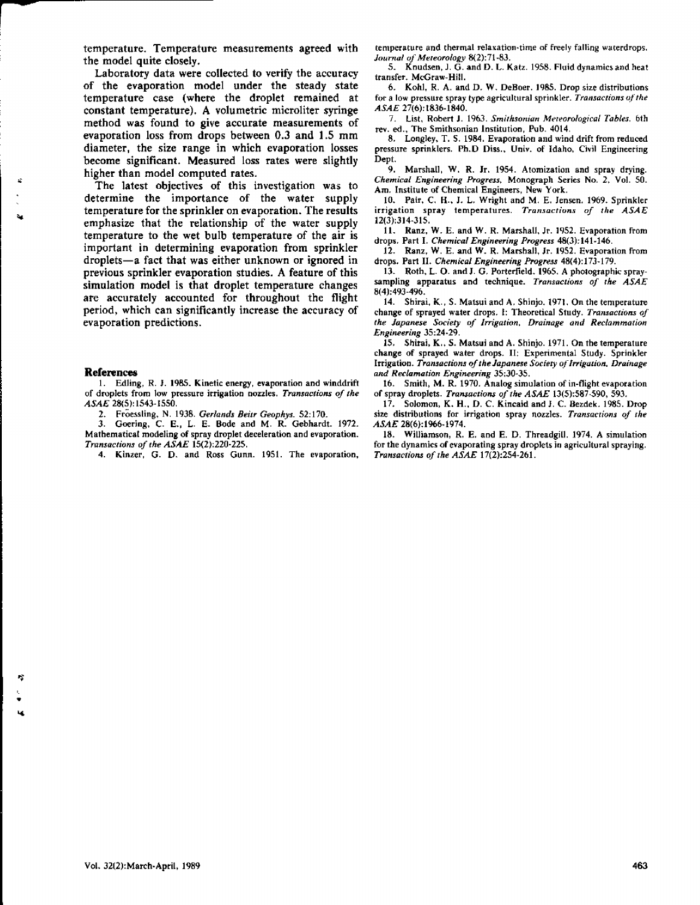temperature. Temperature measurements agreed with the model quite closely.

Laboratory data were collected to verify the accuracy of the evaporation model under the steady state temperature case (where the droplet remained at constant temperature). A volumetric microliter syringe method was found to give accurate measurements of evaporation loss from drops between 0.3 and 1.5 mm diameter, the size range in which evaporation losses become significant. Measured loss rates were slightly higher than model computed rates.

The latest objectives of this investigation was to determine the importance of the water supply temperature for the sprinkler on evaporation. The results emphasize that the relationship of the water supply temperature to the wet bulb temperature of the air is important in determining evaporation from sprinkler droplets—a fact that was either unknown or ignored in previous sprinkler evaporation studies. A feature of this simulation model is that droplet temperature changes are accurately accounted for throughout the flight period, which can significantly increase the accuracy of evaporation predictions.

## References

1. Edling, R. J. 1985. Kinetic energy, evaporation and winddrift of droplets from low pressure irrigation nozzles. *Transactions of the ASAE* 28(5):1543-1550.
2. Froessling, N. 1938. *Gerlands Beitr Geophys.* 52:170.
3. Goering, C. E., L. E. Bode and M. R. Gebhardt. 1972. Mathematical modeling of spray droplet deceleration and evaporation. *Transactions of the ASAE* 15(2):220-225.
4. Kinzer, G. D. and Ross Gunn. 1951. The evaporation, temperature and thermal relaxation-time of freely falling waterdrops. *Journal of Meteorology* 8(2):71-83.
5. Knudsen, J. G. and D. L. Katz. 1958. Fluid dynamics and heat transfer. McGraw-Hill.
6. Kohl, R. A. and D. W. DeBoer. 1985. Drop size distributions for a low pressure spray type agricultural sprinkler. *Transactions of the ASAE* 27(6):1836-1840.
7. List, Robert J. 1963. *Smithsonian Meteorological Tables.* 6th rev. ed., The Smithsonian Institution, Pub. 4014.
8. Longley, T. S. 1984. Evaporation and wind drift from reduced pressure sprinklers. Ph.D Diss., Univ. of Idaho, Civil Engineering Dept.
9. Marshall, W. R. Jr. 1954. Atomization and spray drying. *Chemical Engineering Progress,* Monograph Series No. 2, Vol. 50. Am. Institute of Chemical Engineers, New York.
10. Pair, C. H., J. L. Wright and M. E. Jensen. 1969. Sprinkler irrigation spray temperatures. *Transactions of the ASAE* 12(3):314-315.
11. Ranz, W. E. and W. R. Marshall, Jr. 1952. Evaporation from drops. Part I. *Chemical Engineering Progress* 48(3):141-146.
12. Ranz, W. E. and W. R. Marshall, Jr. 1952. Evaporation from drops. Part II. *Chemical Engineering Progress* 48(4):173-179.
13. Roth, L. O. and J. G. Porterfield. 1965. A photographic spray-sampling apparatus and technique. *Transactions of the ASAE* 8(4):493-496.
14. Shirai, K., S. Matsui and A. Shinjo. 1971. On the temperature change of sprayed water drops. I: Theoretical Study. *Transactions of the Japanese Society of Irrigation, Drainage and Reclammation Engineering* 35:24-29.
15. Shirai, K., S. Matsui and A. Shinjo. 1971. On the temperature change of sprayed water drops. II: Experimental Study. Sprinkler Irrigation. *Transactions of the Japanese Society of Irrigation, Drainage and Reclamation Engineering* 35:30-35.
16. Smith, M. R. 1970. Analog simulation of in-flight evaporation of spray droplets. *Transactions of the ASAE* 13(5):587-590, 593.
17. Solomon, K. H., D. C. Kincaid and J. C. Bezdek. 1985. Drop size distributions for irrigation spray nozzles. *Transactions of the ASAE* 28(6):1966-1974.
18. Williamson, R. E. and E. D. Threadgill. 1974. A simulation for the dynamics of evaporating spray droplets in agricultural spraying. *Transactions of the ASAE* 17(2):254-261.